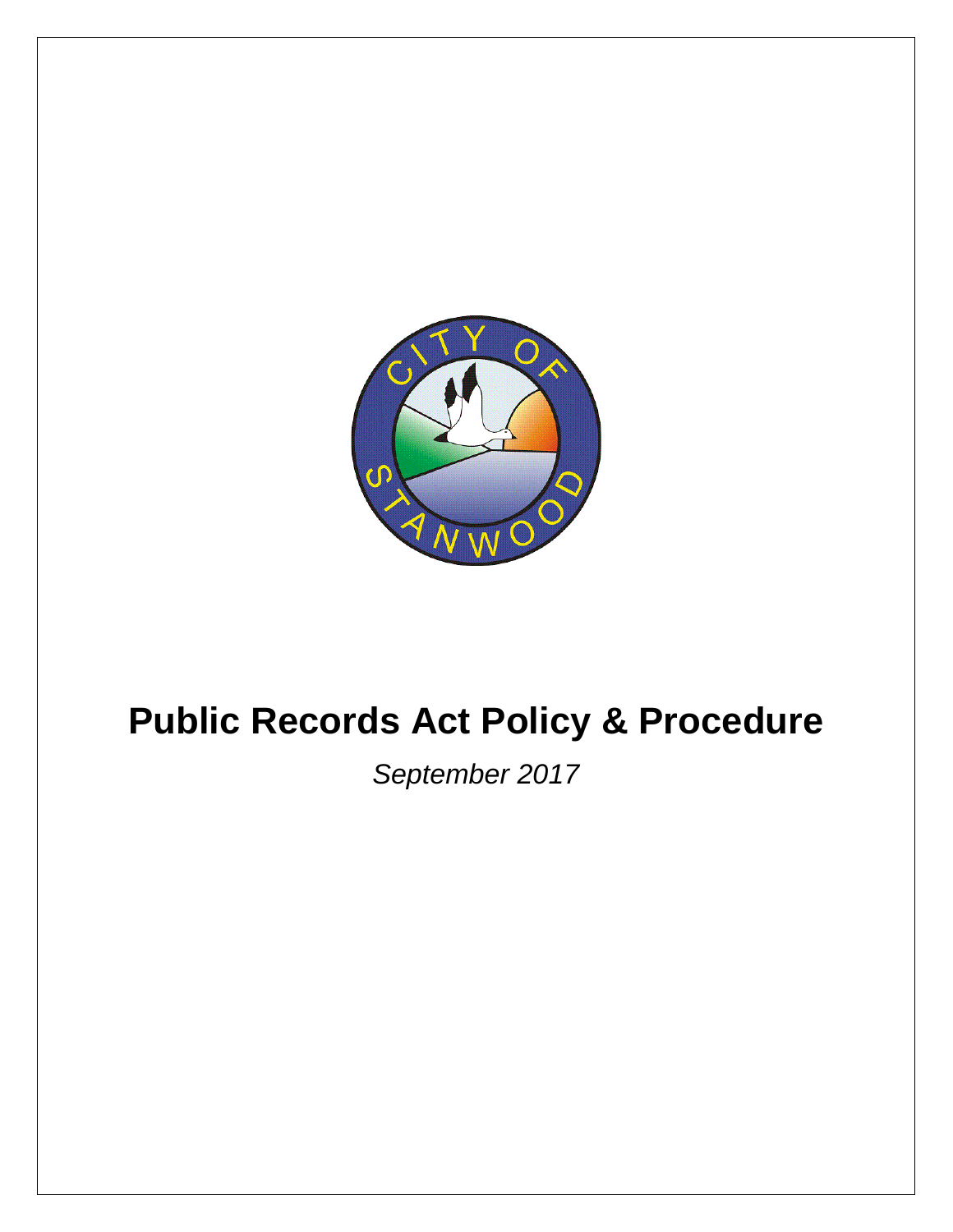# Public Records Act Policy & Procedure

*September 2017*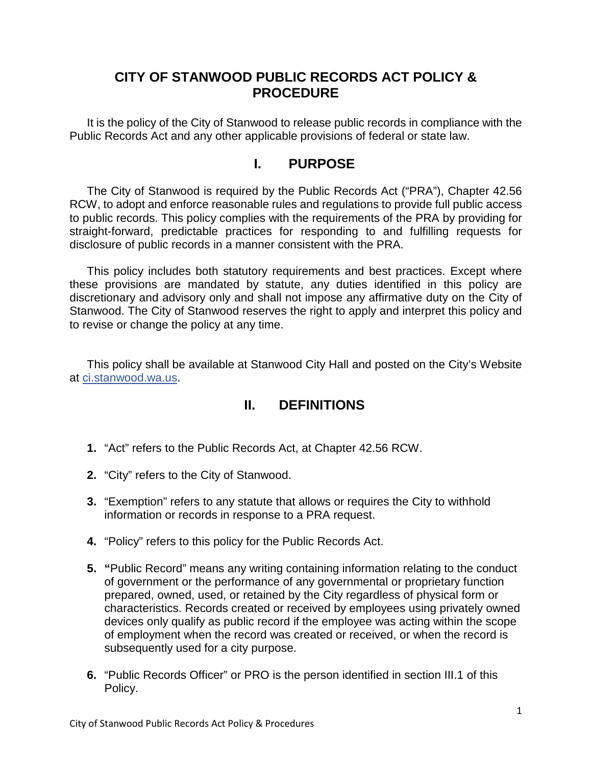# CITY OF STANWOOD PUBLIC RECORDS ACT POLICY & PROCEDURE

It is the policy of the City of Stanwood to release public records in compliance with the Public Records Act and any other applicable provisions of federal or state law.

## I. PURPOSE

The City of Stanwood is required by the Public Records Act ("PRA"), Chapter 42.56 RCW, to adopt and enforce reasonable rules and regulations to provide full public access to public records. This policy complies with the requirements of the PRA by providing for straight-forward, predictable practices for responding to and fulfilling requests for disclosure of public records in a manner consistent with the PRA.

This policy includes both statutory requirements and best practices. Except where these provisions are mandated by statute, any duties identified in this policy are discretionary and advisory only and shall not impose any affirmative duty on the City of Stanwood. The City of Stanwood reserves the right to apply and interpret this policy and to revise or change the policy at any time.

This policy shall be available at Stanwood City Hall and posted on the City's Website at [ci.stanwood.wa.us](ci.stanwood.wa.us).

## II. DEFINITIONS

1. "Act" refers to the Public Records Act, at Chapter 42.56 RCW.
2. "City" refers to the City of Stanwood.
3. "Exemption" refers to any statute that allows or requires the City to withhold information or records in response to a PRA request.
4. "Policy" refers to this policy for the Public Records Act.
5. "Public Record" means any writing containing information relating to the conduct of government or the performance of any governmental or proprietary function prepared, owned, used, or retained by the City regardless of physical form or characteristics. Records created or received by employees using privately owned devices only qualify as public record if the employee was acting within the scope of employment when the record was created or received, or when the record is subsequently used for a city purpose.
6. "Public Records Officer" or PRO is the person identified in section III.1 of this Policy.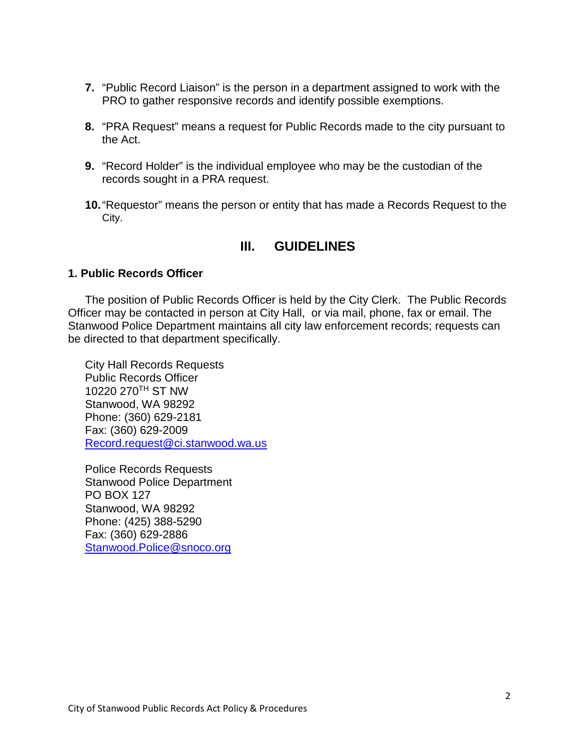7. "Public Record Liaison" is the person in a department assigned to work with the PRO to gather responsive records and identify possible exemptions.

8. "PRA Request" means a request for Public Records made to the city pursuant to the Act.

9. "Record Holder" is the individual employee who may be the custodian of the records sought in a PRA request.

10. "Requestor" means the person or entity that has made a Records Request to the City.

## III. GUIDELINES

### 1. Public Records Officer

The position of Public Records Officer is held by the City Clerk. The Public Records Officer may be contacted in person at City Hall, or via mail, phone, fax or email. The Stanwood Police Department maintains all city law enforcement records; requests can be directed to that department specifically.

City Hall Records Requests
Public Records Officer
10220 270TH ST NW
Stanwood, WA 98292
Phone: (360) 629-2181
Fax: (360) 629-2009
Record.request@ci.stanwood.wa.us

Police Records Requests
Stanwood Police Department
PO BOX 127
Stanwood, WA 98292
Phone: (425) 388-5290
Fax: (360) 629-2886
Stanwood.Police@snoco.org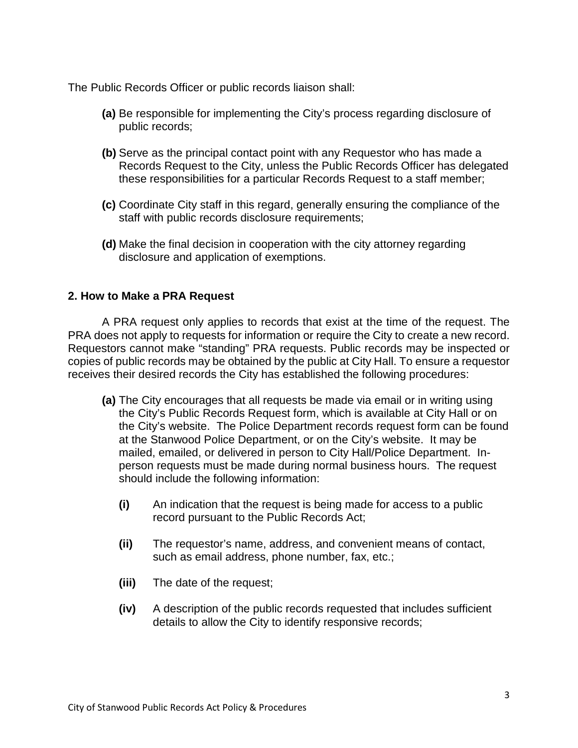The Public Records Officer or public records liaison shall:

- **(a)** Be responsible for implementing the City's process regarding disclosure of public records;
- **(b)** Serve as the principal contact point with any Requestor who has made a Records Request to the City, unless the Public Records Officer has delegated these responsibilities for a particular Records Request to a staff member;
- **(c)** Coordinate City staff in this regard, generally ensuring the compliance of the staff with public records disclosure requirements;
- **(d)** Make the final decision in cooperation with the city attorney regarding disclosure and application of exemptions.

## 2. How to Make a PRA Request

A PRA request only applies to records that exist at the time of the request. The PRA does not apply to requests for information or require the City to create a new record. Requestors cannot make "standing" PRA requests. Public records may be inspected or copies of public records may be obtained by the public at City Hall. To ensure a requestor receives their desired records the City has established the following procedures:

- **(a)** The City encourages that all requests be made via email or in writing using the City's Public Records Request form, which is available at City Hall or on the City's website. The Police Department records request form can be found at the Stanwood Police Department, or on the City's website. It may be mailed, emailed, or delivered in person to City Hall/Police Department. In-person requests must be made during normal business hours. The request should include the following information:
  - **(i)** An indication that the request is being made for access to a public record pursuant to the Public Records Act;
  - **(ii)** The requestor's name, address, and convenient means of contact, such as email address, phone number, fax, etc.;
  - **(iii)** The date of the request;
  - **(iv)** A description of the public records requested that includes sufficient details to allow the City to identify responsive records;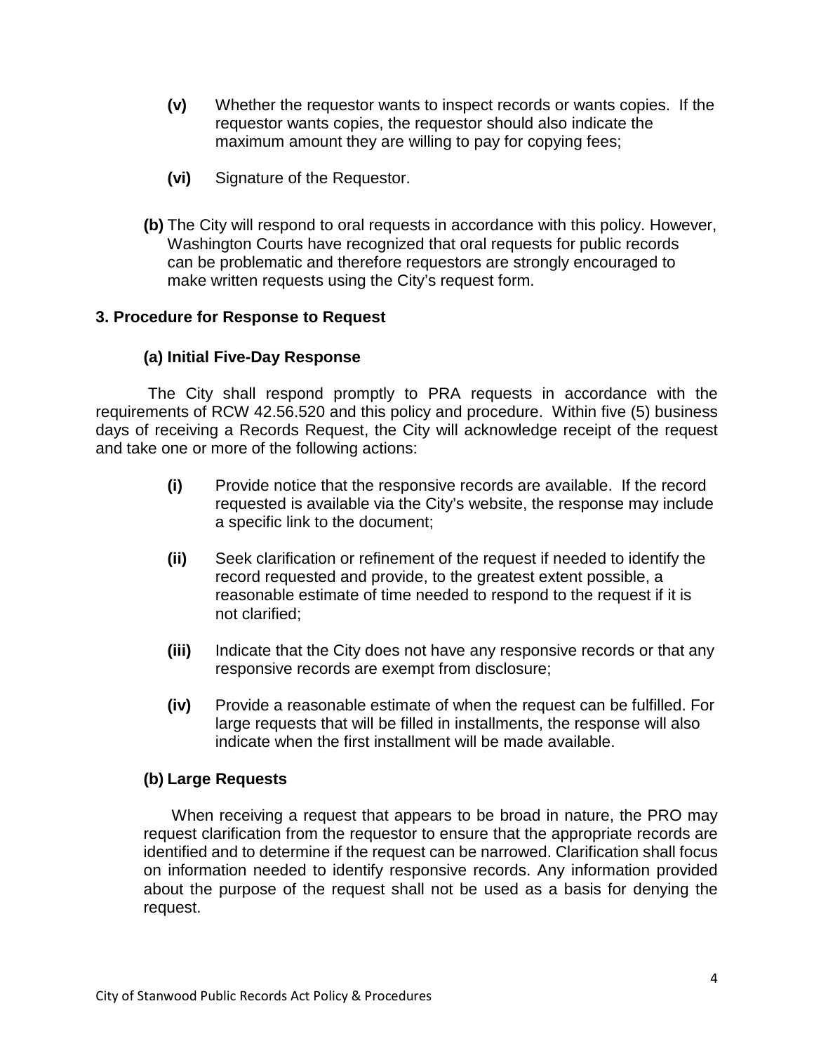**(v)** Whether the requestor wants to inspect records or wants copies. If the requestor wants copies, the requestor should also indicate the maximum amount they are willing to pay for copying fees;

**(vi)** Signature of the Requestor.

**(b)** The City will respond to oral requests in accordance with this policy. However, Washington Courts have recognized that oral requests for public records can be problematic and therefore requestors are strongly encouraged to make written requests using the City's request form.

### 3. Procedure for Response to Request

#### (a) Initial Five-Day Response

The City shall respond promptly to PRA requests in accordance with the requirements of RCW 42.56.520 and this policy and procedure. Within five (5) business days of receiving a Records Request, the City will acknowledge receipt of the request and take one or more of the following actions:

**(i)** Provide notice that the responsive records are available. If the record requested is available via the City's website, the response may include a specific link to the document;

**(ii)** Seek clarification or refinement of the request if needed to identify the record requested and provide, to the greatest extent possible, a reasonable estimate of time needed to respond to the request if it is not clarified;

**(iii)** Indicate that the City does not have any responsive records or that any responsive records are exempt from disclosure;

**(iv)** Provide a reasonable estimate of when the request can be fulfilled. For large requests that will be filled in installments, the response will also indicate when the first installment will be made available.

#### (b) Large Requests

When receiving a request that appears to be broad in nature, the PRO may request clarification from the requestor to ensure that the appropriate records are identified and to determine if the request can be narrowed. Clarification shall focus on information needed to identify responsive records. Any information provided about the purpose of the request shall not be used as a basis for denying the request.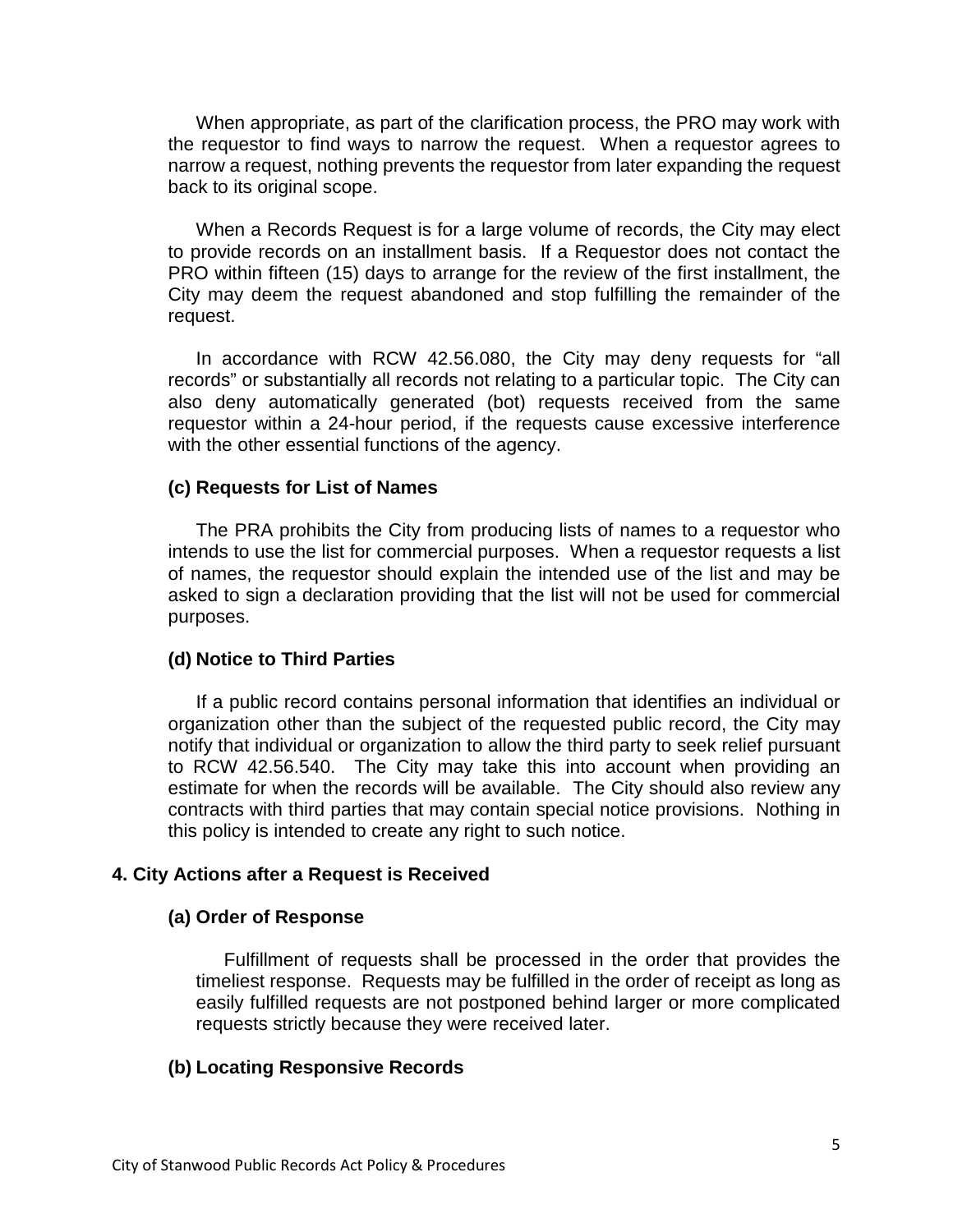When appropriate, as part of the clarification process, the PRO may work with the requestor to find ways to narrow the request. When a requestor agrees to narrow a request, nothing prevents the requestor from later expanding the request back to its original scope.

When a Records Request is for a large volume of records, the City may elect to provide records on an installment basis. If a Requestor does not contact the PRO within fifteen (15) days to arrange for the review of the first installment, the City may deem the request abandoned and stop fulfilling the remainder of the request.

In accordance with RCW 42.56.080, the City may deny requests for "all records" or substantially all records not relating to a particular topic. The City can also deny automatically generated (bot) requests received from the same requestor within a 24-hour period, if the requests cause excessive interference with the other essential functions of the agency.

### (c) Requests for List of Names

The PRA prohibits the City from producing lists of names to a requestor who intends to use the list for commercial purposes. When a requestor requests a list of names, the requestor should explain the intended use of the list and may be asked to sign a declaration providing that the list will not be used for commercial purposes.

### (d) Notice to Third Parties

If a public record contains personal information that identifies an individual or organization other than the subject of the requested public record, the City may notify that individual or organization to allow the third party to seek relief pursuant to RCW 42.56.540. The City may take this into account when providing an estimate for when the records will be available. The City should also review any contracts with third parties that may contain special notice provisions. Nothing in this policy is intended to create any right to such notice.

## 4. City Actions after a Request is Received

### (a) Order of Response

Fulfillment of requests shall be processed in the order that provides the timeliest response. Requests may be fulfilled in the order of receipt as long as easily fulfilled requests are not postponed behind larger or more complicated requests strictly because they were received later.

### (b) Locating Responsive Records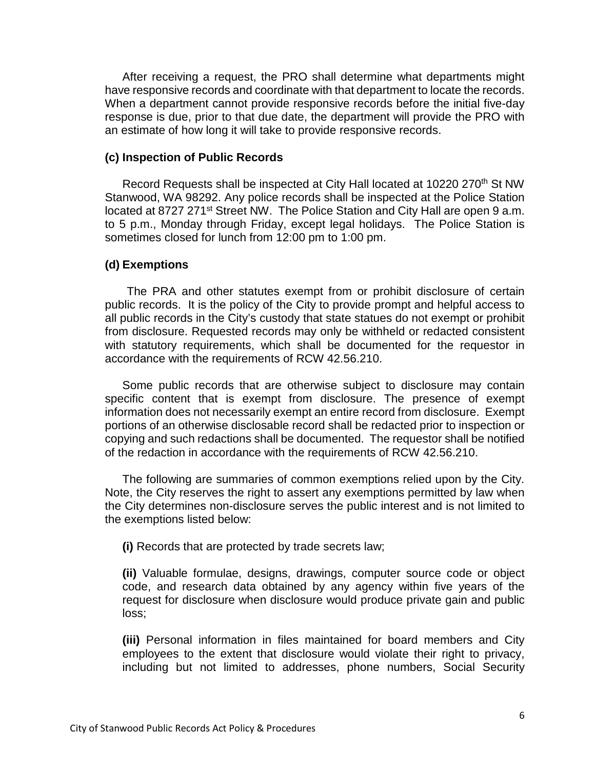After receiving a request, the PRO shall determine what departments might have responsive records and coordinate with that department to locate the records. When a department cannot provide responsive records before the initial five-day response is due, prior to that due date, the department will provide the PRO with an estimate of how long it will take to provide responsive records.

### (c) Inspection of Public Records

Record Requests shall be inspected at City Hall located at 10220 270th St NW Stanwood, WA 98292. Any police records shall be inspected at the Police Station located at 8727 271st Street NW. The Police Station and City Hall are open 9 a.m. to 5 p.m., Monday through Friday, except legal holidays. The Police Station is sometimes closed for lunch from 12:00 pm to 1:00 pm.

### (d) Exemptions

The PRA and other statutes exempt from or prohibit disclosure of certain public records. It is the policy of the City to provide prompt and helpful access to all public records in the City's custody that state statues do not exempt or prohibit from disclosure. Requested records may only be withheld or redacted consistent with statutory requirements, which shall be documented for the requestor in accordance with the requirements of RCW 42.56.210.

Some public records that are otherwise subject to disclosure may contain specific content that is exempt from disclosure. The presence of exempt information does not necessarily exempt an entire record from disclosure. Exempt portions of an otherwise disclosable record shall be redacted prior to inspection or copying and such redactions shall be documented. The requestor shall be notified of the redaction in accordance with the requirements of RCW 42.56.210.

The following are summaries of common exemptions relied upon by the City. Note, the City reserves the right to assert any exemptions permitted by law when the City determines non-disclosure serves the public interest and is not limited to the exemptions listed below:

**(i)** Records that are protected by trade secrets law;

**(ii)** Valuable formulae, designs, drawings, computer source code or object code, and research data obtained by any agency within five years of the request for disclosure when disclosure would produce private gain and public loss;

**(iii)** Personal information in files maintained for board members and City employees to the extent that disclosure would violate their right to privacy, including but not limited to addresses, phone numbers, Social Security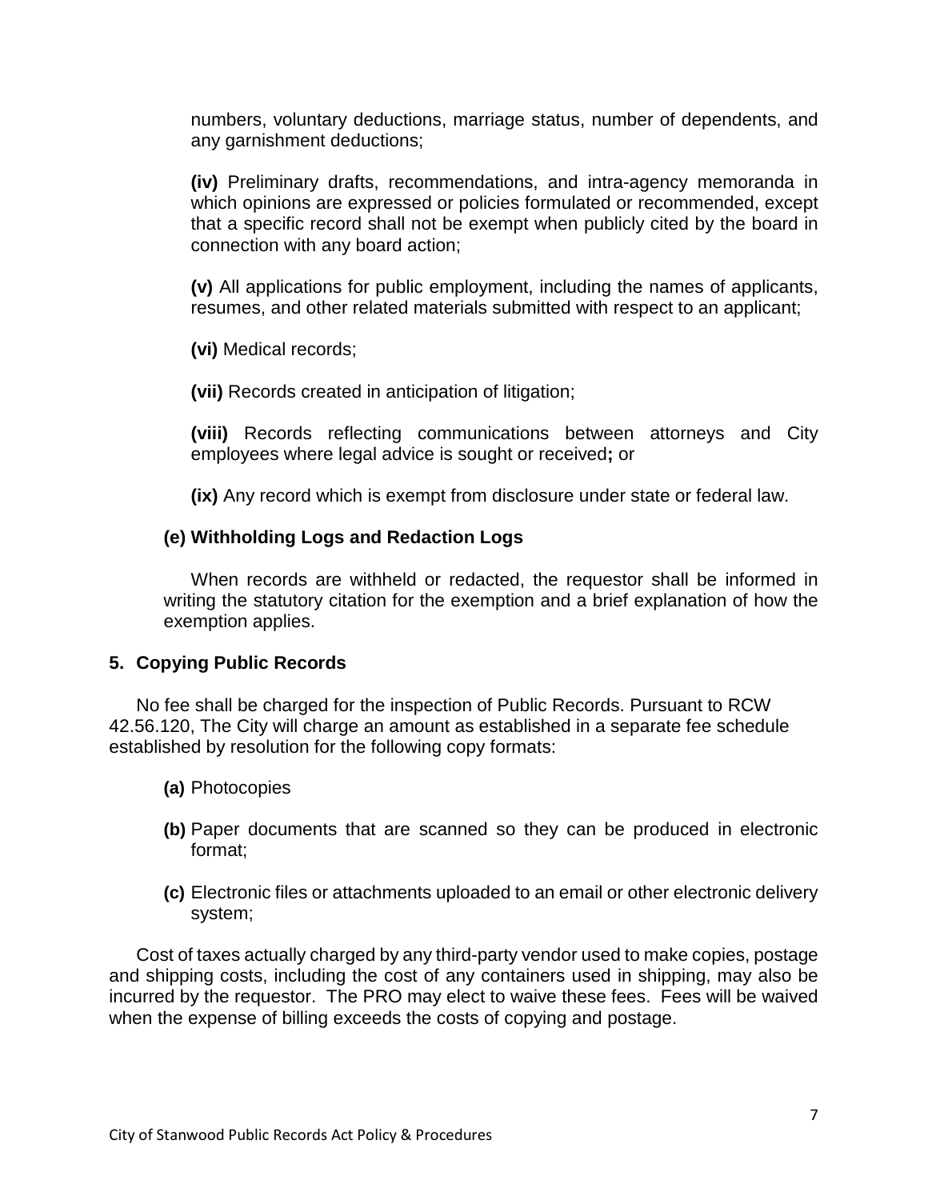numbers, voluntary deductions, marriage status, number of dependents, and any garnishment deductions;

**(iv)** Preliminary drafts, recommendations, and intra-agency memoranda in which opinions are expressed or policies formulated or recommended, except that a specific record shall not be exempt when publicly cited by the board in connection with any board action;

**(v)** All applications for public employment, including the names of applicants, resumes, and other related materials submitted with respect to an applicant;

**(vi)** Medical records;

**(vii)** Records created in anticipation of litigation;

**(viii)** Records reflecting communications between attorneys and City employees where legal advice is sought or received**;** or

**(ix)** Any record which is exempt from disclosure under state or federal law.

**(e) Withholding Logs and Redaction Logs**

When records are withheld or redacted, the requestor shall be informed in writing the statutory citation for the exemption and a brief explanation of how the exemption applies.

## 5. Copying Public Records

No fee shall be charged for the inspection of Public Records. Pursuant to RCW 42.56.120, The City will charge an amount as established in a separate fee schedule established by resolution for the following copy formats:

**(a)** Photocopies

**(b)** Paper documents that are scanned so they can be produced in electronic format;

**(c)** Electronic files or attachments uploaded to an email or other electronic delivery system;

Cost of taxes actually charged by any third-party vendor used to make copies, postage and shipping costs, including the cost of any containers used in shipping, may also be incurred by the requestor. The PRO may elect to waive these fees. Fees will be waived when the expense of billing exceeds the costs of copying and postage.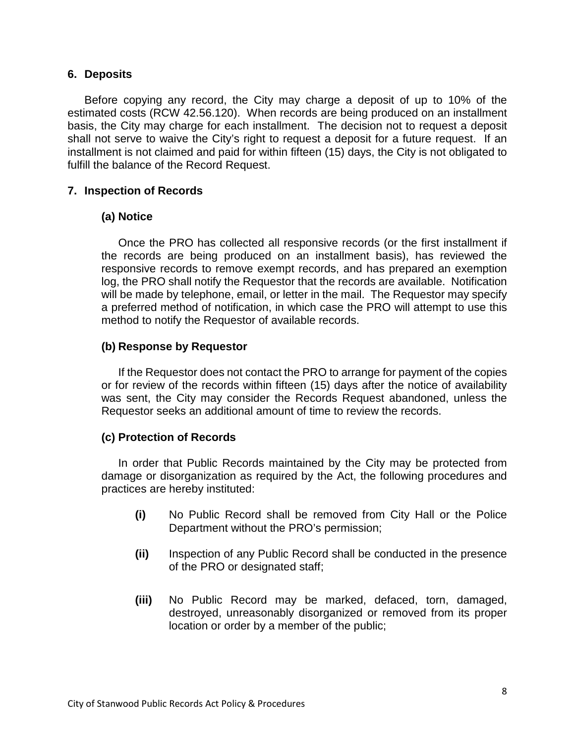## 6. Deposits

Before copying any record, the City may charge a deposit of up to 10% of the estimated costs (RCW 42.56.120). When records are being produced on an installment basis, the City may charge for each installment. The decision not to request a deposit shall not serve to waive the City's right to request a deposit for a future request. If an installment is not claimed and paid for within fifteen (15) days, the City is not obligated to fulfill the balance of the Record Request.

## 7. Inspection of Records

### (a) Notice

Once the PRO has collected all responsive records (or the first installment if the records are being produced on an installment basis), has reviewed the responsive records to remove exempt records, and has prepared an exemption log, the PRO shall notify the Requestor that the records are available. Notification will be made by telephone, email, or letter in the mail. The Requestor may specify a preferred method of notification, in which case the PRO will attempt to use this method to notify the Requestor of available records.

### (b) Response by Requestor

If the Requestor does not contact the PRO to arrange for payment of the copies or for review of the records within fifteen (15) days after the notice of availability was sent, the City may consider the Records Request abandoned, unless the Requestor seeks an additional amount of time to review the records.

### (c) Protection of Records

In order that Public Records maintained by the City may be protected from damage or disorganization as required by the Act, the following procedures and practices are hereby instituted:

- **(i)** No Public Record shall be removed from City Hall or the Police Department without the PRO's permission;
- **(ii)** Inspection of any Public Record shall be conducted in the presence of the PRO or designated staff;
- **(iii)** No Public Record may be marked, defaced, torn, damaged, destroyed, unreasonably disorganized or removed from its proper location or order by a member of the public;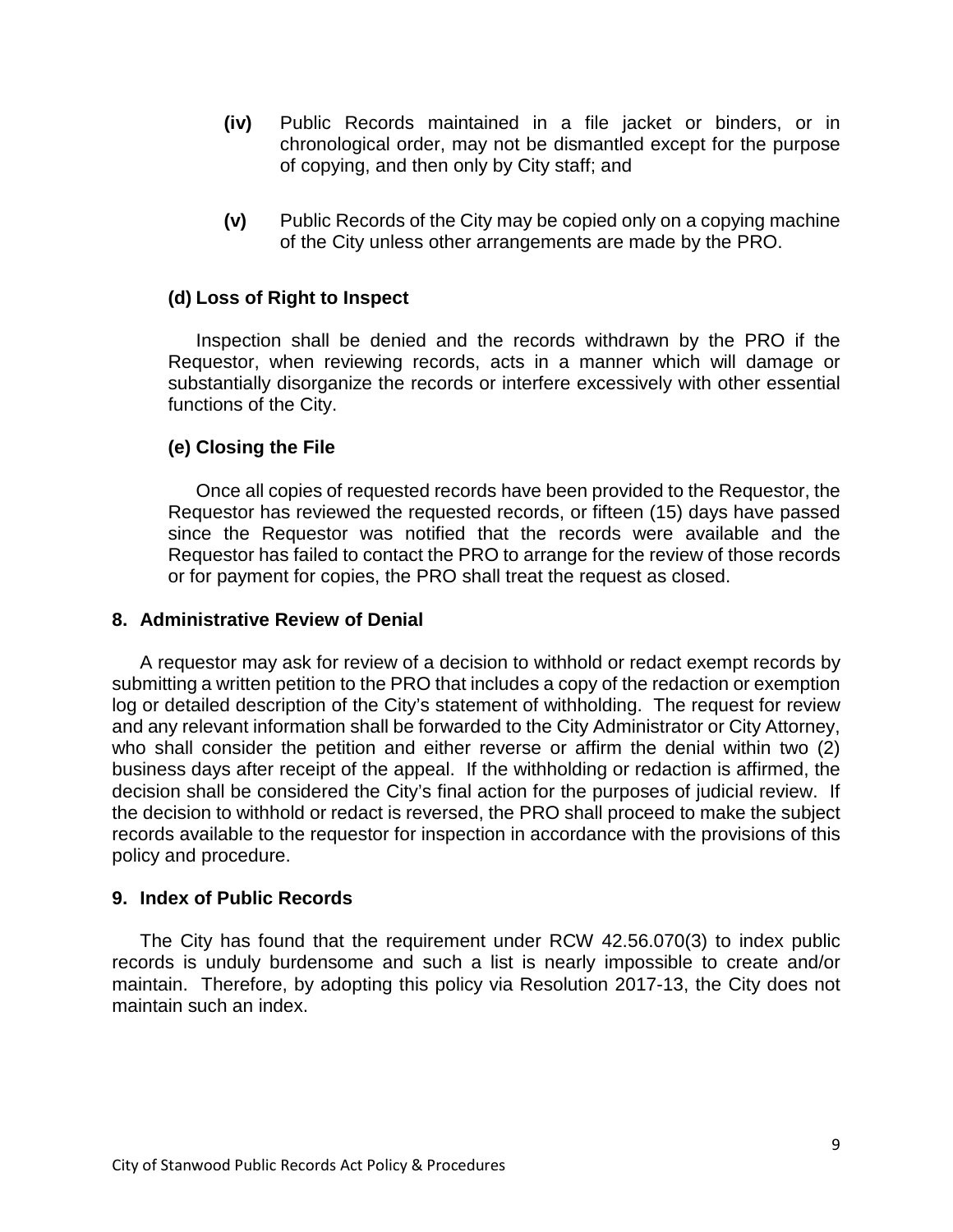**(iv)** Public Records maintained in a file jacket or binders, or in chronological order, may not be dismantled except for the purpose of copying, and then only by City staff; and

**(v)** Public Records of the City may be copied only on a copying machine of the City unless other arrangements are made by the PRO.

### (d) Loss of Right to Inspect

Inspection shall be denied and the records withdrawn by the PRO if the Requestor, when reviewing records, acts in a manner which will damage or substantially disorganize the records or interfere excessively with other essential functions of the City.

### (e) Closing the File

Once all copies of requested records have been provided to the Requestor, the Requestor has reviewed the requested records, or fifteen (15) days have passed since the Requestor was notified that the records were available and the Requestor has failed to contact the PRO to arrange for the review of those records or for payment for copies, the PRO shall treat the request as closed.

## 8. Administrative Review of Denial

A requestor may ask for review of a decision to withhold or redact exempt records by submitting a written petition to the PRO that includes a copy of the redaction or exemption log or detailed description of the City's statement of withholding. The request for review and any relevant information shall be forwarded to the City Administrator or City Attorney, who shall consider the petition and either reverse or affirm the denial within two (2) business days after receipt of the appeal. If the withholding or redaction is affirmed, the decision shall be considered the City's final action for the purposes of judicial review. If the decision to withhold or redact is reversed, the PRO shall proceed to make the subject records available to the requestor for inspection in accordance with the provisions of this policy and procedure.

## 9. Index of Public Records

The City has found that the requirement under RCW 42.56.070(3) to index public records is unduly burdensome and such a list is nearly impossible to create and/or maintain. Therefore, by adopting this policy via Resolution 2017-13, the City does not maintain such an index.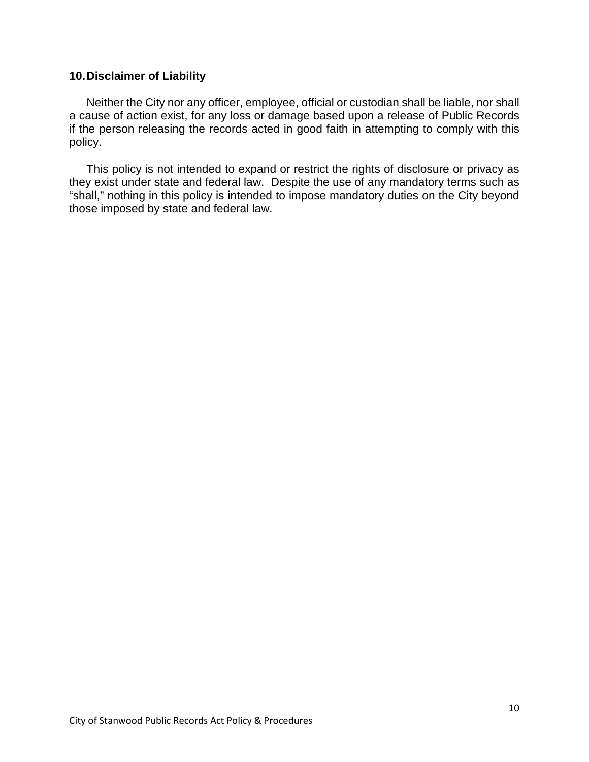## 10. Disclaimer of Liability

Neither the City nor any officer, employee, official or custodian shall be liable, nor shall a cause of action exist, for any loss or damage based upon a release of Public Records if the person releasing the records acted in good faith in attempting to comply with this policy.

This policy is not intended to expand or restrict the rights of disclosure or privacy as they exist under state and federal law. Despite the use of any mandatory terms such as "shall," nothing in this policy is intended to impose mandatory duties on the City beyond those imposed by state and federal law.